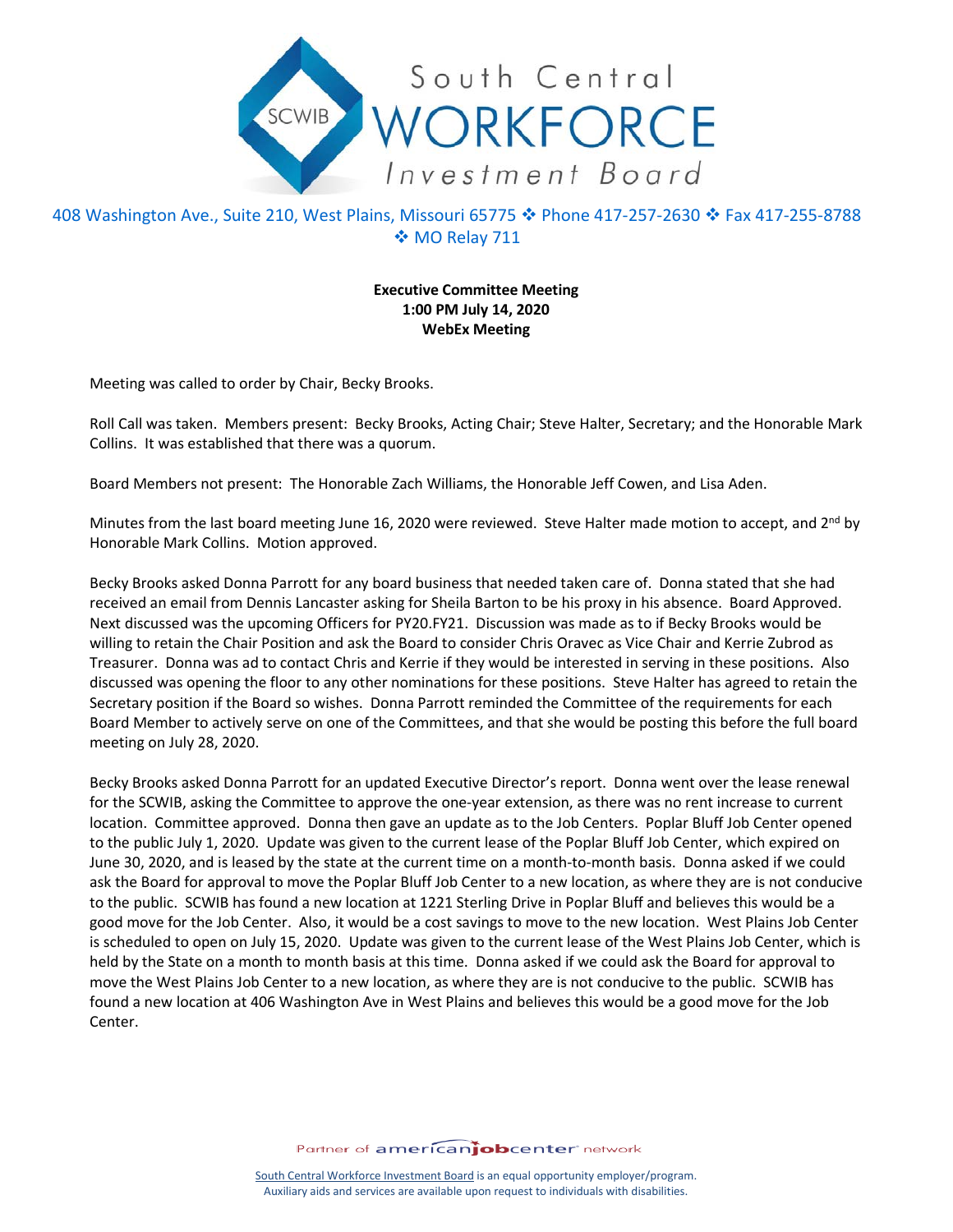South Central WORKFORCE Investment Board

408 Washington Ave., Suite 210, West Plains, Missouri 65775 ❖ Phone 417-257-2630 ❖ Fax 417-255-8788 ❖ MO Relay 711

**Executive Committee Meeting**
**1:00 PM July 14, 2020**
**WebEx Meeting**

Meeting was called to order by Chair, Becky Brooks.

Roll Call was taken. Members present: Becky Brooks, Acting Chair; Steve Halter, Secretary; and the Honorable Mark Collins. It was established that there was a quorum.

Board Members not present: The Honorable Zach Williams, the Honorable Jeff Cowen, and Lisa Aden.

Minutes from the last board meeting June 16, 2020 were reviewed. Steve Halter made motion to accept, and 2nd by Honorable Mark Collins. Motion approved.

Becky Brooks asked Donna Parrott for any board business that needed taken care of. Donna stated that she had received an email from Dennis Lancaster asking for Sheila Barton to be his proxy in his absence. Board Approved. Next discussed was the upcoming Officers for PY20.FY21. Discussion was made as to if Becky Brooks would be willing to retain the Chair Position and ask the Board to consider Chris Oravec as Vice Chair and Kerrie Zubrod as Treasurer. Donna was ad to contact Chris and Kerrie if they would be interested in serving in these positions. Also discussed was opening the floor to any other nominations for these positions. Steve Halter has agreed to retain the Secretary position if the Board so wishes. Donna Parrott reminded the Committee of the requirements for each Board Member to actively serve on one of the Committees, and that she would be posting this before the full board meeting on July 28, 2020.

Becky Brooks asked Donna Parrott for an updated Executive Director's report. Donna went over the lease renewal for the SCWIB, asking the Committee to approve the one-year extension, as there was no rent increase to current location. Committee approved. Donna then gave an update as to the Job Centers. Poplar Bluff Job Center opened to the public July 1, 2020. Update was given to the current lease of the Poplar Bluff Job Center, which expired on June 30, 2020, and is leased by the state at the current time on a month-to-month basis. Donna asked if we could ask the Board for approval to move the Poplar Bluff Job Center to a new location, as where they are is not conducive to the public. SCWIB has found a new location at 1221 Sterling Drive in Poplar Bluff and believes this would be a good move for the Job Center. Also, it would be a cost savings to move to the new location. West Plains Job Center is scheduled to open on July 15, 2020. Update was given to the current lease of the West Plains Job Center, which is held by the State on a month to month basis at this time. Donna asked if we could ask the Board for approval to move the West Plains Job Center to a new location, as where they are is not conducive to the public. SCWIB has found a new location at 406 Washington Ave in West Plains and believes this would be a good move for the Job Center.

Partner of americanjobcenter network

South Central Workforce Investment Board is an equal opportunity employer/program.
Auxiliary aids and services are available upon request to individuals with disabilities.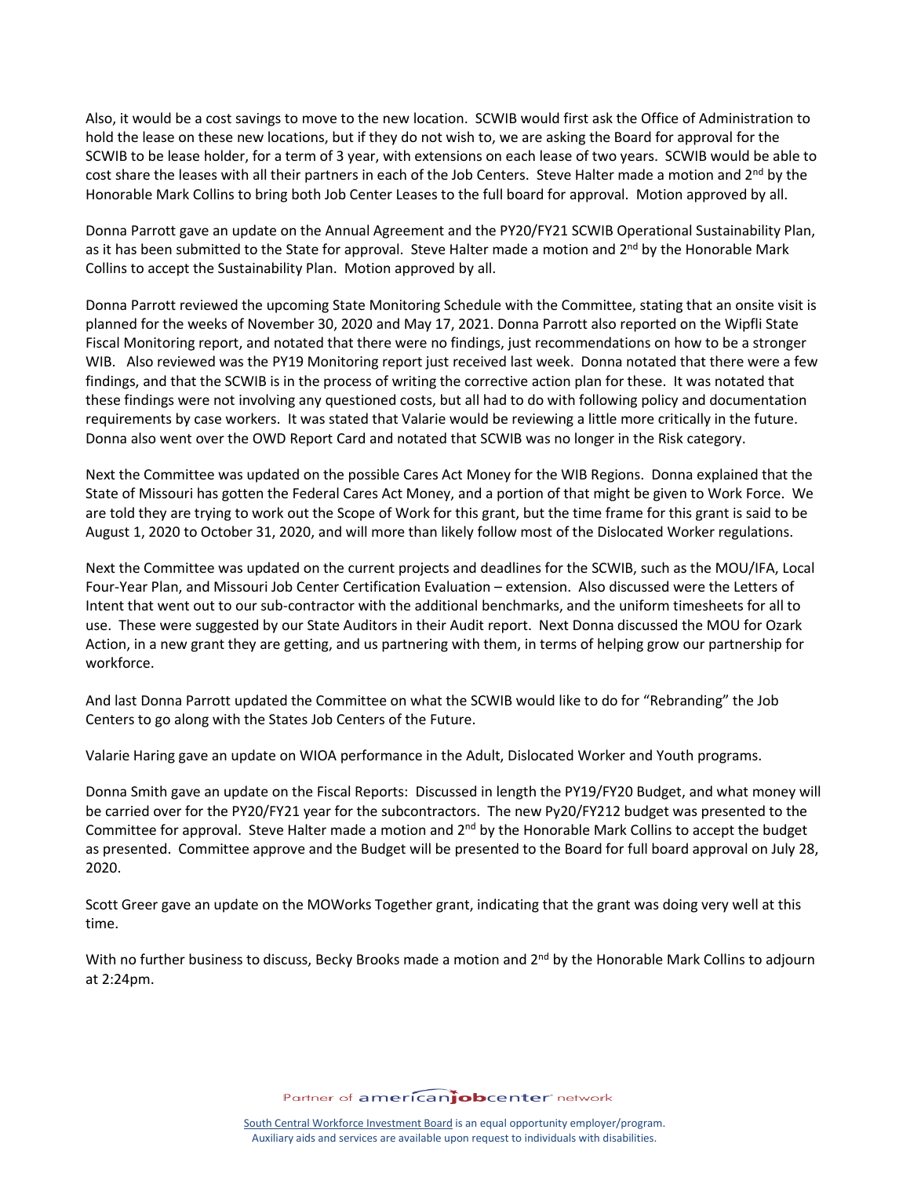Also, it would be a cost savings to move to the new location. SCWIB would first ask the Office of Administration to hold the lease on these new locations, but if they do not wish to, we are asking the Board for approval for the SCWIB to be lease holder, for a term of 3 year, with extensions on each lease of two years. SCWIB would be able to cost share the leases with all their partners in each of the Job Centers. Steve Halter made a motion and 2nd by the Honorable Mark Collins to bring both Job Center Leases to the full board for approval. Motion approved by all.

Donna Parrott gave an update on the Annual Agreement and the PY20/FY21 SCWIB Operational Sustainability Plan, as it has been submitted to the State for approval. Steve Halter made a motion and 2nd by the Honorable Mark Collins to accept the Sustainability Plan. Motion approved by all.

Donna Parrott reviewed the upcoming State Monitoring Schedule with the Committee, stating that an onsite visit is planned for the weeks of November 30, 2020 and May 17, 2021. Donna Parrott also reported on the Wipfli State Fiscal Monitoring report, and notated that there were no findings, just recommendations on how to be a stronger WIB. Also reviewed was the PY19 Monitoring report just received last week. Donna notated that there were a few findings, and that the SCWIB is in the process of writing the corrective action plan for these. It was notated that these findings were not involving any questioned costs, but all had to do with following policy and documentation requirements by case workers. It was stated that Valarie would be reviewing a little more critically in the future. Donna also went over the OWD Report Card and notated that SCWIB was no longer in the Risk category.

Next the Committee was updated on the possible Cares Act Money for the WIB Regions. Donna explained that the State of Missouri has gotten the Federal Cares Act Money, and a portion of that might be given to Work Force. We are told they are trying to work out the Scope of Work for this grant, but the time frame for this grant is said to be August 1, 2020 to October 31, 2020, and will more than likely follow most of the Dislocated Worker regulations.

Next the Committee was updated on the current projects and deadlines for the SCWIB, such as the MOU/IFA, Local Four-Year Plan, and Missouri Job Center Certification Evaluation – extension. Also discussed were the Letters of Intent that went out to our sub-contractor with the additional benchmarks, and the uniform timesheets for all to use. These were suggested by our State Auditors in their Audit report. Next Donna discussed the MOU for Ozark Action, in a new grant they are getting, and us partnering with them, in terms of helping grow our partnership for workforce.

And last Donna Parrott updated the Committee on what the SCWIB would like to do for "Rebranding" the Job Centers to go along with the States Job Centers of the Future.

Valarie Haring gave an update on WIOA performance in the Adult, Dislocated Worker and Youth programs.

Donna Smith gave an update on the Fiscal Reports: Discussed in length the PY19/FY20 Budget, and what money will be carried over for the PY20/FY21 year for the subcontractors. The new Py20/FY212 budget was presented to the Committee for approval. Steve Halter made a motion and 2nd by the Honorable Mark Collins to accept the budget as presented. Committee approve and the Budget will be presented to the Board for full board approval on July 28, 2020.

Scott Greer gave an update on the MOWorks Together grant, indicating that the grant was doing very well at this time.

With no further business to discuss, Becky Brooks made a motion and 2nd by the Honorable Mark Collins to adjourn at 2:24pm.

Partner of americanjobcenter network

South Central Workforce Investment Board is an equal opportunity employer/program.
Auxiliary aids and services are available upon request to individuals with disabilities.